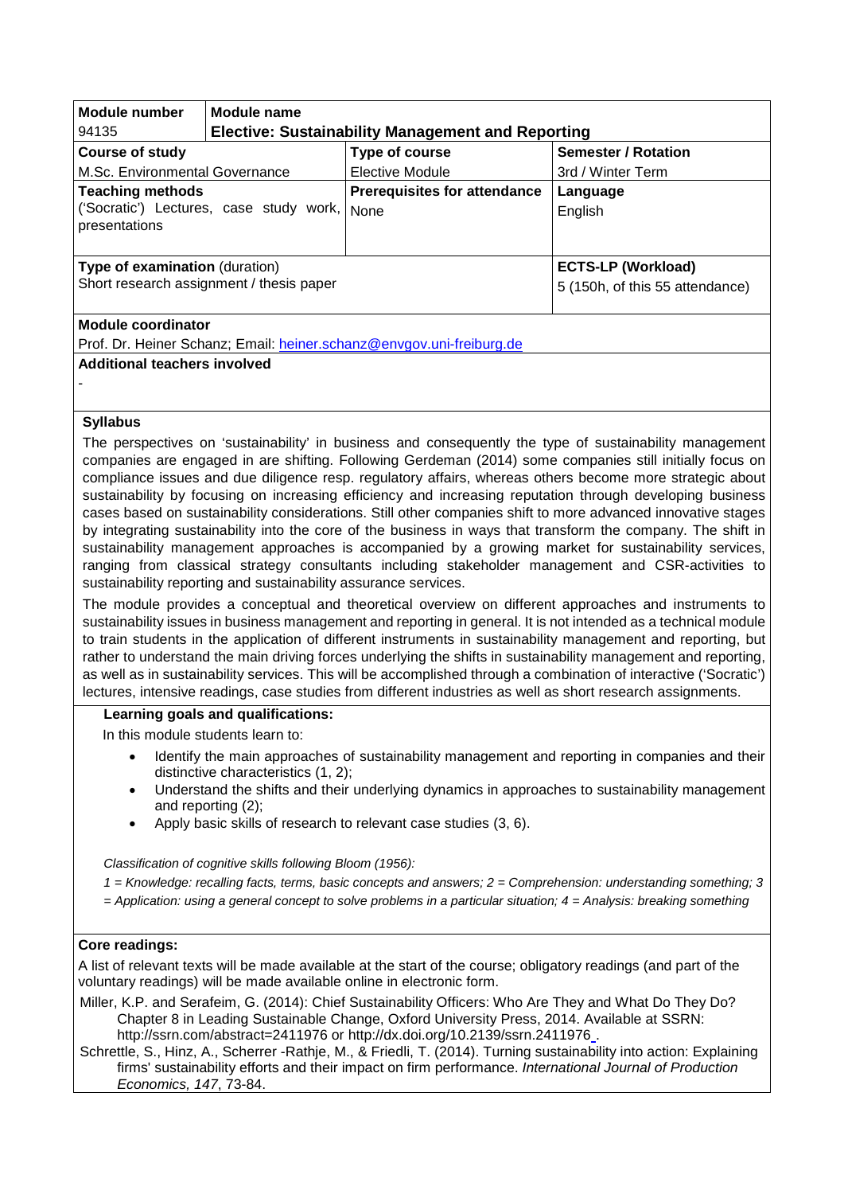| **Module number** | **Module name** | | |
|---|---|---|---|
| 94135 | **Elective: Sustainability Management and Reporting** | | |
| **Course of study** | | **Type of course** | **Semester / Rotation** |
| M.Sc. Environmental Governance | | Elective Module | 3rd / Winter Term |
| **Teaching methods** | | **Prerequisites for attendance** | **Language** |
| ('Socratic') Lectures, case study work, presentations | | None | English |
| **Type of examination** (duration) | | | **ECTS-LP (Workload)** |
| Short research assignment / thesis paper | | | 5 (150h, of this 55 attendance) |

**Module coordinator**

Prof. Dr. Heiner Schanz; Email: heiner.schanz@envgov.uni-freiburg.de

**Additional teachers involved**

-

**Syllabus**

The perspectives on 'sustainability' in business and consequently the type of sustainability management companies are engaged in are shifting. Following Gerdeman (2014) some companies still initially focus on compliance issues and due diligence resp. regulatory affairs, whereas others become more strategic about sustainability by focusing on increasing efficiency and increasing reputation through developing business cases based on sustainability considerations. Still other companies shift to more advanced innovative stages by integrating sustainability into the core of the business in ways that transform the company. The shift in sustainability management approaches is accompanied by a growing market for sustainability services, ranging from classical strategy consultants including stakeholder management and CSR-activities to sustainability reporting and sustainability assurance services.

The module provides a conceptual and theoretical overview on different approaches and instruments to sustainability issues in business management and reporting in general. It is not intended as a technical module to train students in the application of different instruments in sustainability management and reporting, but rather to understand the main driving forces underlying the shifts in sustainability management and reporting, as well as in sustainability services. This will be accomplished through a combination of interactive ('Socratic') lectures, intensive readings, case studies from different industries as well as short research assignments.

**Learning goals and qualifications:**

In this module students learn to:

- Identify the main approaches of sustainability management and reporting in companies and their distinctive characteristics (1, 2);
- Understand the shifts and their underlying dynamics in approaches to sustainability management and reporting (2);
- Apply basic skills of research to relevant case studies (3, 6).

*Classification of cognitive skills following Bloom (1956):*

*1 = Knowledge: recalling facts, terms, basic concepts and answers; 2 = Comprehension: understanding something; 3 = Application: using a general concept to solve problems in a particular situation; 4 = Analysis: breaking something*

**Core readings:**

A list of relevant texts will be made available at the start of the course; obligatory readings (and part of the voluntary readings) will be made available online in electronic form.

Miller, K.P. and Serafeim, G. (2014): Chief Sustainability Officers: Who Are They and What Do They Do? Chapter 8 in Leading Sustainable Change, Oxford University Press, 2014. Available at SSRN: http://ssrn.com/abstract=2411976 or http://dx.doi.org/10.2139/ssrn.2411976 .

Schrettle, S., Hinz, A., Scherrer -Rathje, M., & Friedli, T. (2014). Turning sustainability into action: Explaining firms' sustainability efforts and their impact on firm performance. *International Journal of Production Economics, 147*, 73-84.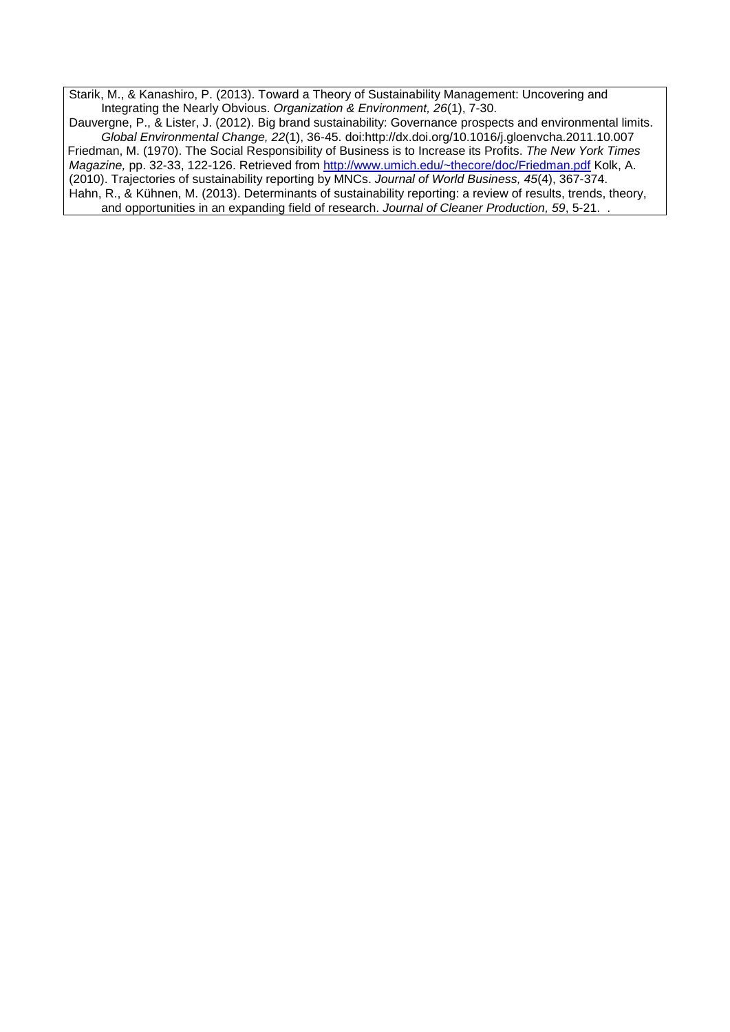Starik, M., & Kanashiro, P. (2013). Toward a Theory of Sustainability Management: Uncovering and Integrating the Nearly Obvious. *Organization & Environment, 26*(1), 7-30.

Dauvergne, P., & Lister, J. (2012). Big brand sustainability: Governance prospects and environmental limits. *Global Environmental Change, 22*(1), 36-45. doi:http://dx.doi.org/10.1016/j.gloenvcha.2011.10.007

Friedman, M. (1970). The Social Responsibility of Business is to Increase its Profits. *The New York Times Magazine,* pp. 32-33, 122-126. Retrieved from http://www.umich.edu/~thecore/doc/Friedman.pdf Kolk, A. (2010). Trajectories of sustainability reporting by MNCs. *Journal of World Business, 45*(4), 367-374.

Hahn, R., & Kühnen, M. (2013). Determinants of sustainability reporting: a review of results, trends, theory, and opportunities in an expanding field of research. *Journal of Cleaner Production, 59*, 5-21. .